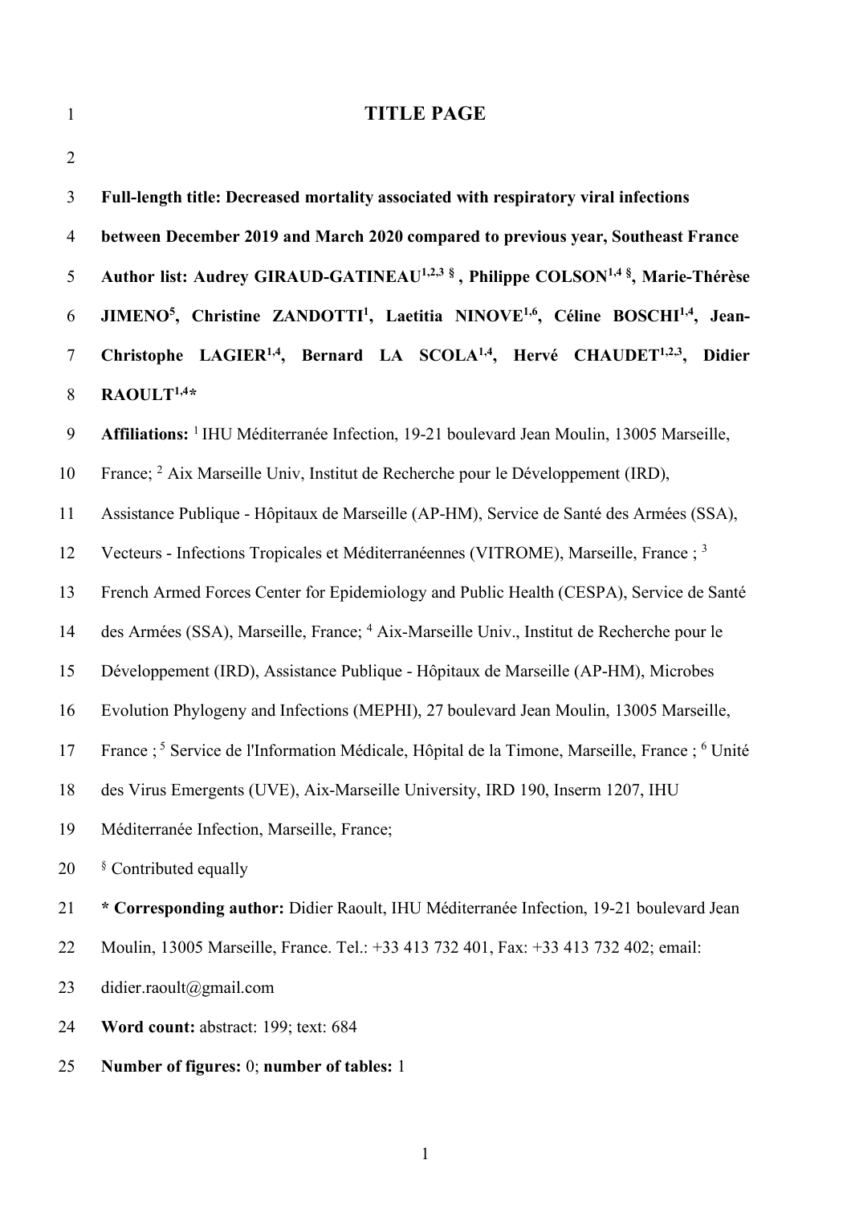# TITLE PAGE

**Full-length title: Decreased mortality associated with respiratory viral infections between December 2019 and March 2020 compared to previous year, Southeast France**

**Author list: Audrey GIRAUD-GATINEAU[1,2,3 §], Philippe COLSON[1,4 §], Marie-Thérèse JIMENO[5], Christine ZANDOTTI[1], Laetitia NINOVE[1,6], Céline BOSCHI[1,4], Jean-Christophe LAGIER[1,4], Bernard LA SCOLA[1,4], Hervé CHAUDET[1,2,3], Didier RAOULT[1,4]***

**Affiliations:** [1] IHU Méditerranée Infection, 19-21 boulevard Jean Moulin, 13005 Marseille, France; [2] Aix Marseille Univ, Institut de Recherche pour le Développement (IRD), Assistance Publique - Hôpitaux de Marseille (AP-HM), Service de Santé des Armées (SSA), Vecteurs - Infections Tropicales et Méditerranéennes (VITROME), Marseille, France ; [3] French Armed Forces Center for Epidemiology and Public Health (CESPA), Service de Santé des Armées (SSA), Marseille, France; [4] Aix-Marseille Univ., Institut de Recherche pour le Développement (IRD), Assistance Publique - Hôpitaux de Marseille (AP-HM), Microbes Evolution Phylogeny and Infections (MEPHI), 27 boulevard Jean Moulin, 13005 Marseille, France ; [5] Service de l'Information Médicale, Hôpital de la Timone, Marseille, France ; [6] Unité des Virus Emergents (UVE), Aix-Marseille University, IRD 190, Inserm 1207, IHU Méditerranée Infection, Marseille, France;

[§] Contributed equally

**\* Corresponding author:** Didier Raoult, IHU Méditerranée Infection, 19-21 boulevard Jean Moulin, 13005 Marseille, France. Tel.: +33 413 732 401, Fax: +33 413 732 402; email: didier.raoult@gmail.com

**Word count:** abstract: 199; text: 684

**Number of figures:** 0; **number of tables:** 1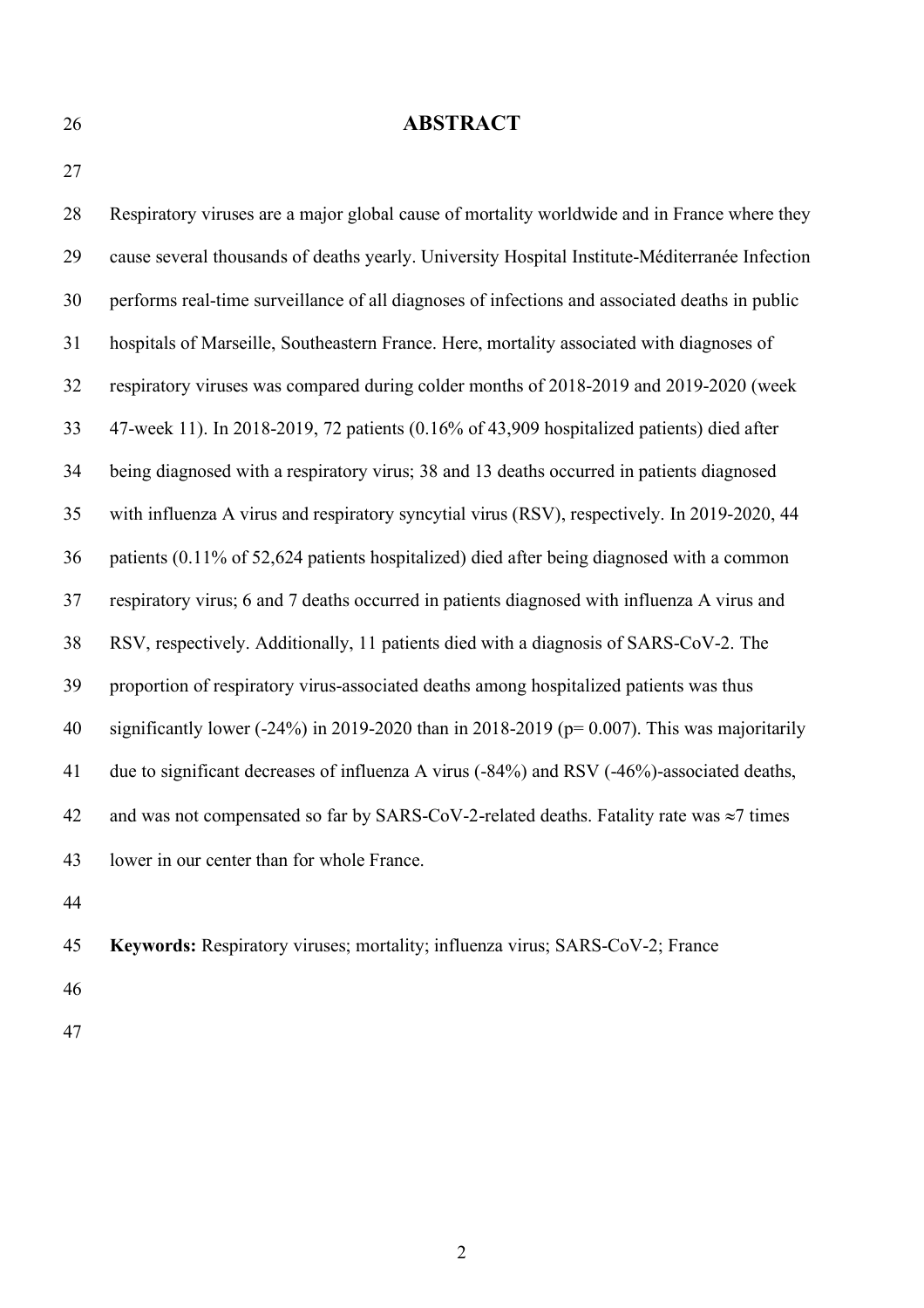# ABSTRACT

Respiratory viruses are a major global cause of mortality worldwide and in France where they cause several thousands of deaths yearly. University Hospital Institute-Méditerranée Infection performs real-time surveillance of all diagnoses of infections and associated deaths in public hospitals of Marseille, Southeastern France. Here, mortality associated with diagnoses of respiratory viruses was compared during colder months of 2018-2019 and 2019-2020 (week 47-week 11). In 2018-2019, 72 patients (0.16% of 43,909 hospitalized patients) died after being diagnosed with a respiratory virus; 38 and 13 deaths occurred in patients diagnosed with influenza A virus and respiratory syncytial virus (RSV), respectively. In 2019-2020, 44 patients (0.11% of 52,624 patients hospitalized) died after being diagnosed with a common respiratory virus; 6 and 7 deaths occurred in patients diagnosed with influenza A virus and RSV, respectively. Additionally, 11 patients died with a diagnosis of SARS-CoV-2. The proportion of respiratory virus-associated deaths among hospitalized patients was thus significantly lower (-24%) in 2019-2020 than in 2018-2019 ($p = 0.007$). This was majoritarily due to significant decreases of influenza A virus (-84%) and RSV (-46%)-associated deaths, and was not compensated so far by SARS-CoV-2-related deaths. Fatality rate was $\approx$7 times lower in our center than for whole France.

**Keywords:** Respiratory viruses; mortality; influenza virus; SARS-CoV-2; France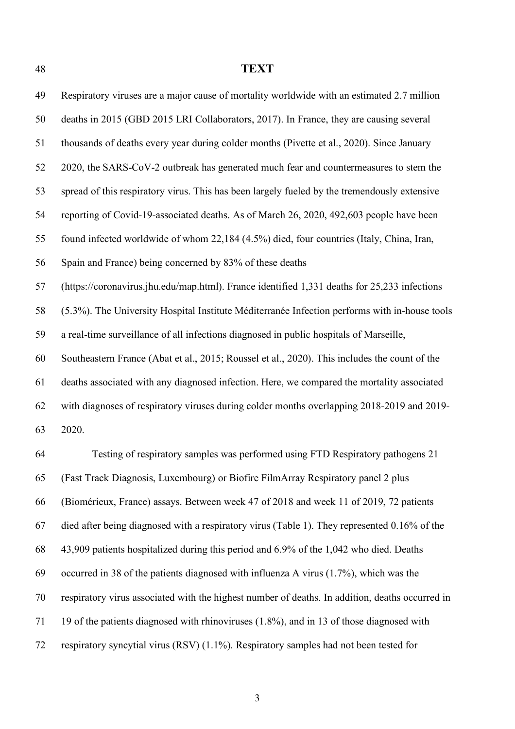# TEXT

Respiratory viruses are a major cause of mortality worldwide with an estimated 2.7 million deaths in 2015 (GBD 2015 LRI Collaborators, 2017). In France, they are causing several thousands of deaths every year during colder months (Pivette et al., 2020). Since January 2020, the SARS-CoV-2 outbreak has generated much fear and countermeasures to stem the spread of this respiratory virus. This has been largely fueled by the tremendously extensive reporting of Covid-19-associated deaths. As of March 26, 2020, 492,603 people have been found infected worldwide of whom 22,184 (4.5%) died, four countries (Italy, China, Iran, Spain and France) being concerned by 83% of these deaths (https://coronavirus.jhu.edu/map.html). France identified 1,331 deaths for 25,233 infections (5.3%). The University Hospital Institute Méditerranée Infection performs with in-house tools a real-time surveillance of all infections diagnosed in public hospitals of Marseille, Southeastern France (Abat et al., 2015; Roussel et al., 2020). This includes the count of the deaths associated with any diagnosed infection. Here, we compared the mortality associated with diagnoses of respiratory viruses during colder months overlapping 2018-2019 and 2019-2020.

Testing of respiratory samples was performed using FTD Respiratory pathogens 21 (Fast Track Diagnosis, Luxembourg) or Biofire FilmArray Respiratory panel 2 plus (Biomérieux, France) assays. Between week 47 of 2018 and week 11 of 2019, 72 patients died after being diagnosed with a respiratory virus (Table 1). They represented 0.16% of the 43,909 patients hospitalized during this period and 6.9% of the 1,042 who died. Deaths occurred in 38 of the patients diagnosed with influenza A virus (1.7%), which was the respiratory virus associated with the highest number of deaths. In addition, deaths occurred in 19 of the patients diagnosed with rhinoviruses (1.8%), and in 13 of those diagnosed with respiratory syncytial virus (RSV) (1.1%). Respiratory samples had not been tested for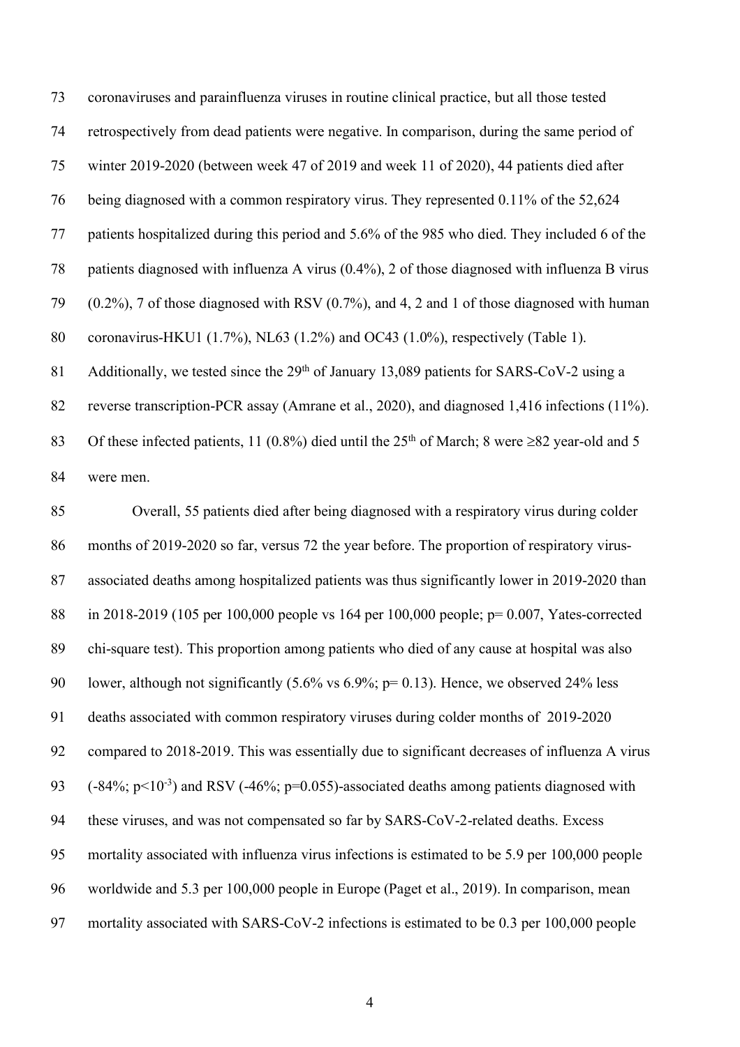coronaviruses and parainfluenza viruses in routine clinical practice, but all those tested retrospectively from dead patients were negative. In comparison, during the same period of winter 2019-2020 (between week 47 of 2019 and week 11 of 2020), 44 patients died after being diagnosed with a common respiratory virus. They represented 0.11% of the 52,624 patients hospitalized during this period and 5.6% of the 985 who died. They included 6 of the patients diagnosed with influenza A virus (0.4%), 2 of those diagnosed with influenza B virus (0.2%), 7 of those diagnosed with RSV (0.7%), and 4, 2 and 1 of those diagnosed with human coronavirus-HKU1 (1.7%), NL63 (1.2%) and OC43 (1.0%), respectively (Table 1). Additionally, we tested since the 29th of January 13,089 patients for SARS-CoV-2 using a reverse transcription-PCR assay (Amrane et al., 2020), and diagnosed 1,416 infections (11%). Of these infected patients, 11 (0.8%) died until the 25th of March; 8 were ≥82 year-old and 5 were men.

Overall, 55 patients died after being diagnosed with a respiratory virus during colder months of 2019-2020 so far, versus 72 the year before. The proportion of respiratory virus-associated deaths among hospitalized patients was thus significantly lower in 2019-2020 than in 2018-2019 (105 per 100,000 people vs 164 per 100,000 people; $p = 0.007$, Yates-corrected chi-square test). This proportion among patients who died of any cause at hospital was also lower, although not significantly (5.6% vs 6.9%; $p = 0.13$). Hence, we observed 24% less deaths associated with common respiratory viruses during colder months of 2019-2020 compared to 2018-2019. This was essentially due to significant decreases of influenza A virus (-84%; $p < 10^{-3}$) and RSV (-46%; $p = 0.055$)-associated deaths among patients diagnosed with these viruses, and was not compensated so far by SARS-CoV-2-related deaths. Excess mortality associated with influenza virus infections is estimated to be 5.9 per 100,000 people worldwide and 5.3 per 100,000 people in Europe (Paget et al., 2019). In comparison, mean mortality associated with SARS-CoV-2 infections is estimated to be 0.3 per 100,000 people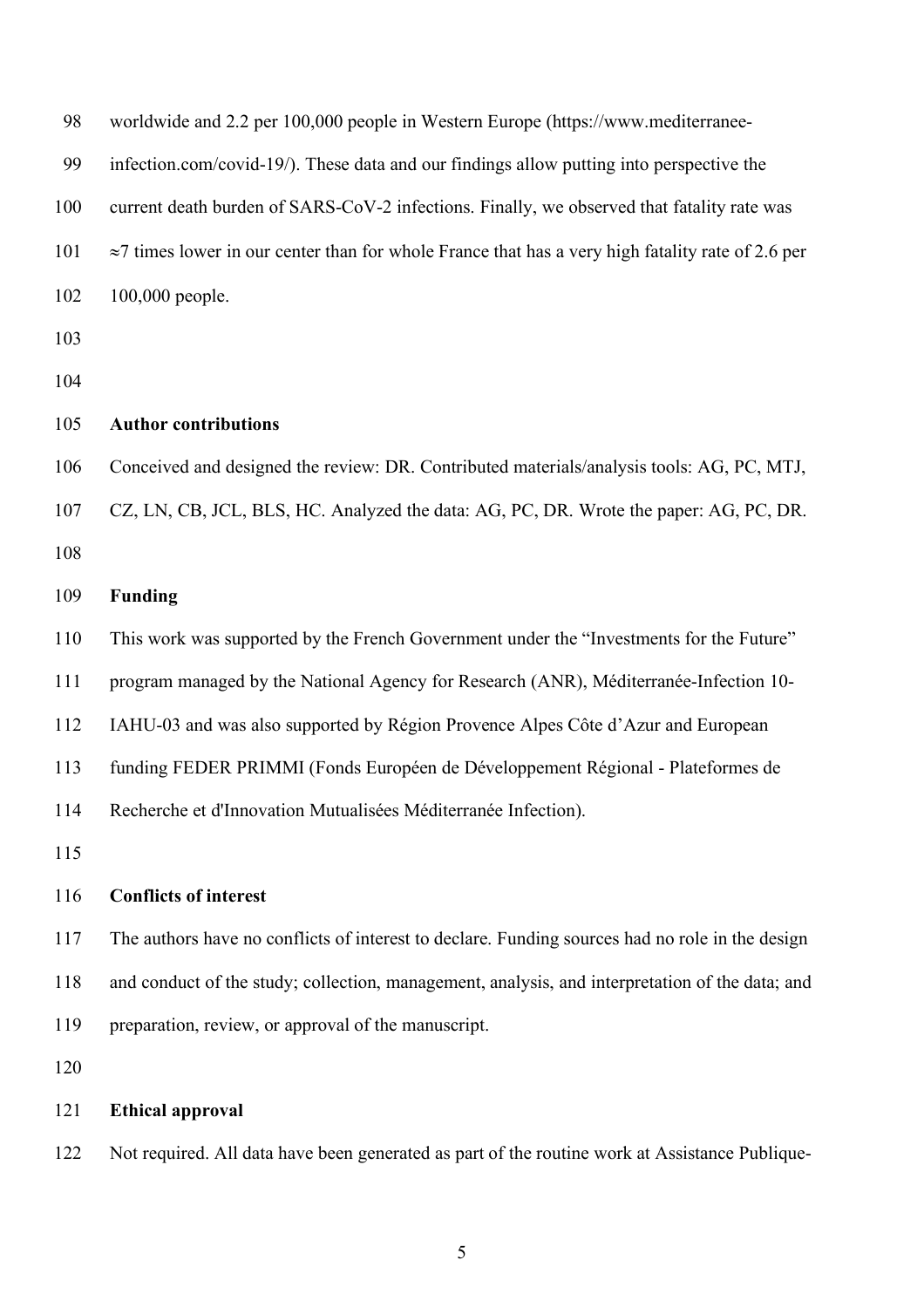worldwide and 2.2 per 100,000 people in Western Europe (https://www.mediterranee-infection.com/covid-19/). These data and our findings allow putting into perspective the current death burden of SARS-CoV-2 infections. Finally, we observed that fatality rate was $\approx$7 times lower in our center than for whole France that has a very high fatality rate of 2.6 per 100,000 people.

## Author contributions

Conceived and designed the review: DR. Contributed materials/analysis tools: AG, PC, MTJ, CZ, LN, CB, JCL, BLS, HC. Analyzed the data: AG, PC, DR. Wrote the paper: AG, PC, DR.

## Funding

This work was supported by the French Government under the "Investments for the Future" program managed by the National Agency for Research (ANR), Méditerranée-Infection 10-IAHU-03 and was also supported by Région Provence Alpes Côte d'Azur and European funding FEDER PRIMMI (Fonds Européen de Développement Régional - Plateformes de Recherche et d'Innovation Mutualisées Méditerranée Infection).

## Conflicts of interest

The authors have no conflicts of interest to declare. Funding sources had no role in the design and conduct of the study; collection, management, analysis, and interpretation of the data; and preparation, review, or approval of the manuscript.

## Ethical approval

Not required. All data have been generated as part of the routine work at Assistance Publique-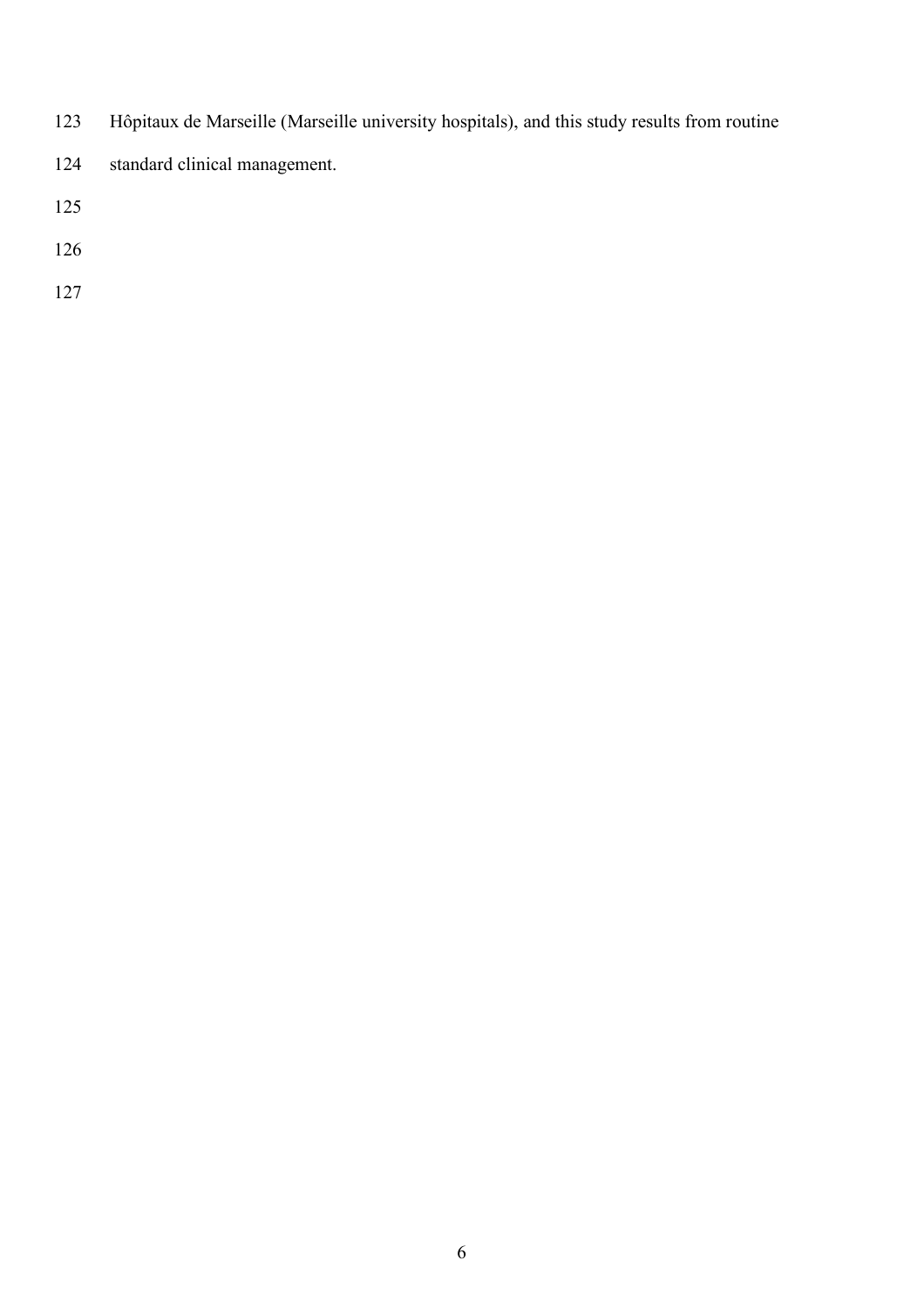Hôpitaux de Marseille (Marseille university hospitals), and this study results from routine standard clinical management.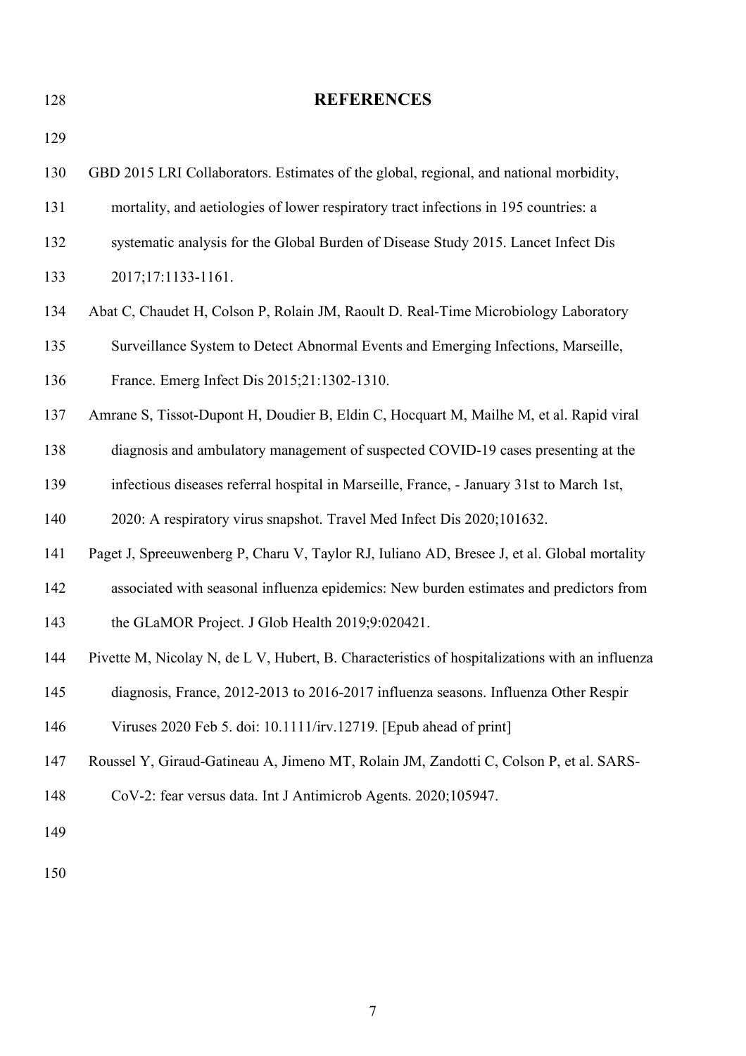## REFERENCES

GBD 2015 LRI Collaborators. Estimates of the global, regional, and national morbidity, mortality, and aetiologies of lower respiratory tract infections in 195 countries: a systematic analysis for the Global Burden of Disease Study 2015. Lancet Infect Dis 2017;17:1133-1161.

Abat C, Chaudet H, Colson P, Rolain JM, Raoult D. Real-Time Microbiology Laboratory Surveillance System to Detect Abnormal Events and Emerging Infections, Marseille, France. Emerg Infect Dis 2015;21:1302-1310.

Amrane S, Tissot-Dupont H, Doudier B, Eldin C, Hocquart M, Mailhe M, et al. Rapid viral diagnosis and ambulatory management of suspected COVID-19 cases presenting at the infectious diseases referral hospital in Marseille, France, - January 31st to March 1st, 2020: A respiratory virus snapshot. Travel Med Infect Dis 2020;101632.

Paget J, Spreeuwenberg P, Charu V, Taylor RJ, Iuliano AD, Bresee J, et al. Global mortality associated with seasonal influenza epidemics: New burden estimates and predictors from the GLaMOR Project. J Glob Health 2019;9:020421.

Pivette M, Nicolay N, de L V, Hubert, B. Characteristics of hospitalizations with an influenza diagnosis, France, 2012-2013 to 2016-2017 influenza seasons. Influenza Other Respir Viruses 2020 Feb 5. doi: 10.1111/irv.12719. [Epub ahead of print]

Roussel Y, Giraud-Gatineau A, Jimeno MT, Rolain JM, Zandotti C, Colson P, et al. SARS-CoV-2: fear versus data. Int J Antimicrob Agents. 2020;105947.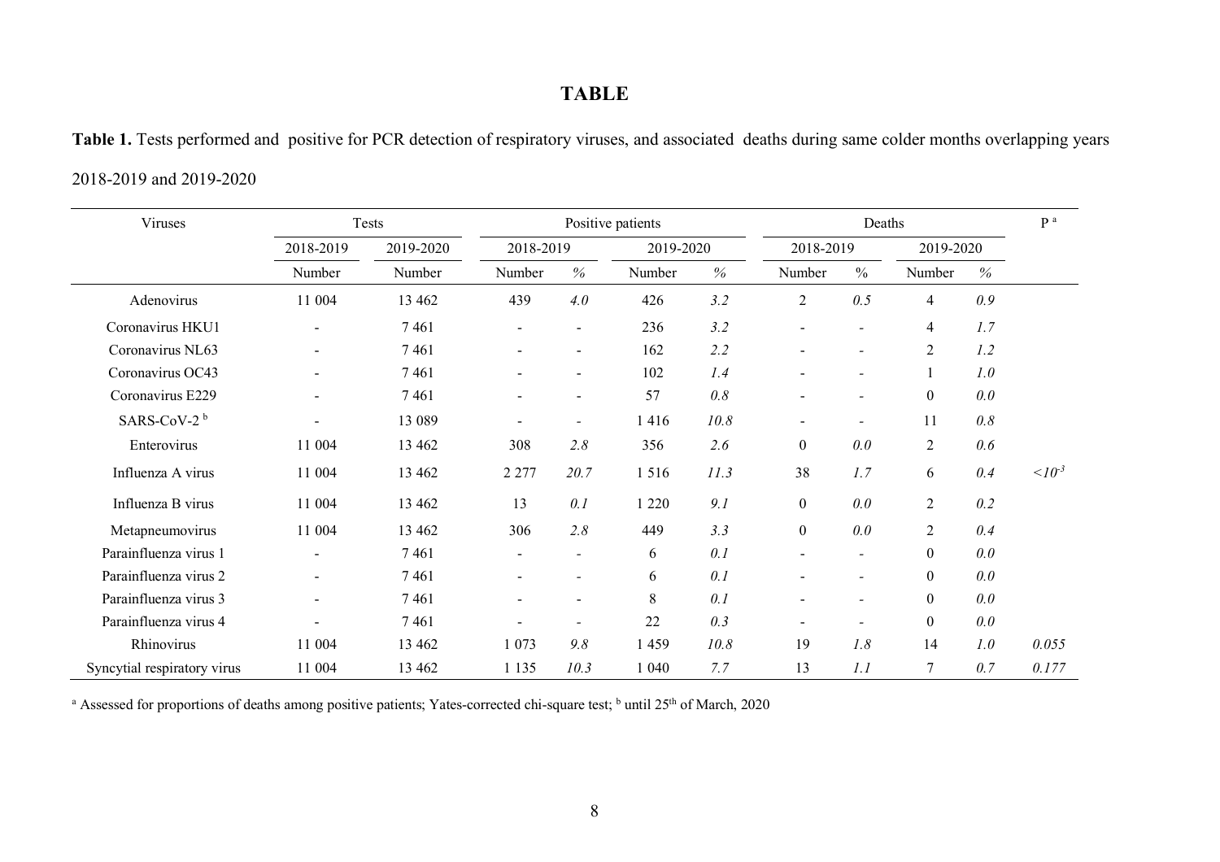# TABLE

**Table 1.** Tests performed and positive for PCR detection of respiratory viruses, and associated deaths during same colder months overlapping years 2018-2019 and 2019-2020

| Viruses | Tests | | Positive patients | | | | Deaths | | | | P [a] |
|---|---|---|---|---|---|---|---|---|---|---|---|
| | 2018-2019 | 2019-2020 | 2018-2019 | | 2019-2020 | | 2018-2019 | | 2019-2020 | | |
| | Number | Number | Number | % | Number | % | Number | % | Number | % | |
| Adenovirus | 11 004 | 13 462 | 439 | *4.0* | 426 | *3.2* | 2 | *0.5* | 4 | *0.9* | |
| Coronavirus HKU1 | - | 7 461 | - | - | 236 | *3.2* | - | - | 4 | *1.7* | |
| Coronavirus NL63 | - | 7 461 | - | - | 162 | *2.2* | - | - | 2 | *1.2* | |
| Coronavirus OC43 | - | 7 461 | - | - | 102 | *1.4* | - | - | 1 | *1.0* | |
| Coronavirus E229 | - | 7 461 | - | - | 57 | *0.8* | - | - | 0 | *0.0* | |
| SARS-CoV-2 [b] | - | 13 089 | - | - | 1 416 | *10.8* | - | - | 11 | *0.8* | |
| Enterovirus | 11 004 | 13 462 | 308 | *2.8* | 356 | *2.6* | 0 | *0.0* | 2 | *0.6* | |
| Influenza A virus | 11 004 | 13 462 | 2 277 | *20.7* | 1 516 | *11.3* | 38 | *1.7* | 6 | *0.4* | *$<10^{-3}$* |
| Influenza B virus | 11 004 | 13 462 | 13 | *0.1* | 1 220 | *9.1* | 0 | *0.0* | 2 | *0.2* | |
| Metapneumovirus | 11 004 | 13 462 | 306 | *2.8* | 449 | *3.3* | 0 | *0.0* | 2 | *0.4* | |
| Parainfluenza virus 1 | - | 7 461 | - | - | 6 | *0.1* | - | - | 0 | *0.0* | |
| Parainfluenza virus 2 | - | 7 461 | - | - | 6 | *0.1* | - | - | 0 | *0.0* | |
| Parainfluenza virus 3 | - | 7 461 | - | - | 8 | *0.1* | - | - | 0 | *0.0* | |
| Parainfluenza virus 4 | - | 7 461 | - | - | 22 | *0.3* | - | - | 0 | *0.0* | |
| Rhinovirus | 11 004 | 13 462 | 1 073 | *9.8* | 1 459 | *10.8* | 19 | *1.8* | 14 | *1.0* | *0.055* |
| Syncytial respiratory virus | 11 004 | 13 462 | 1 135 | *10.3* | 1 040 | *7.7* | 13 | *1.1* | 7 | *0.7* | *0.177* |

[a] Assessed for proportions of deaths among positive patients; Yates-corrected chi-square test; [b] until 25th of March, 2020